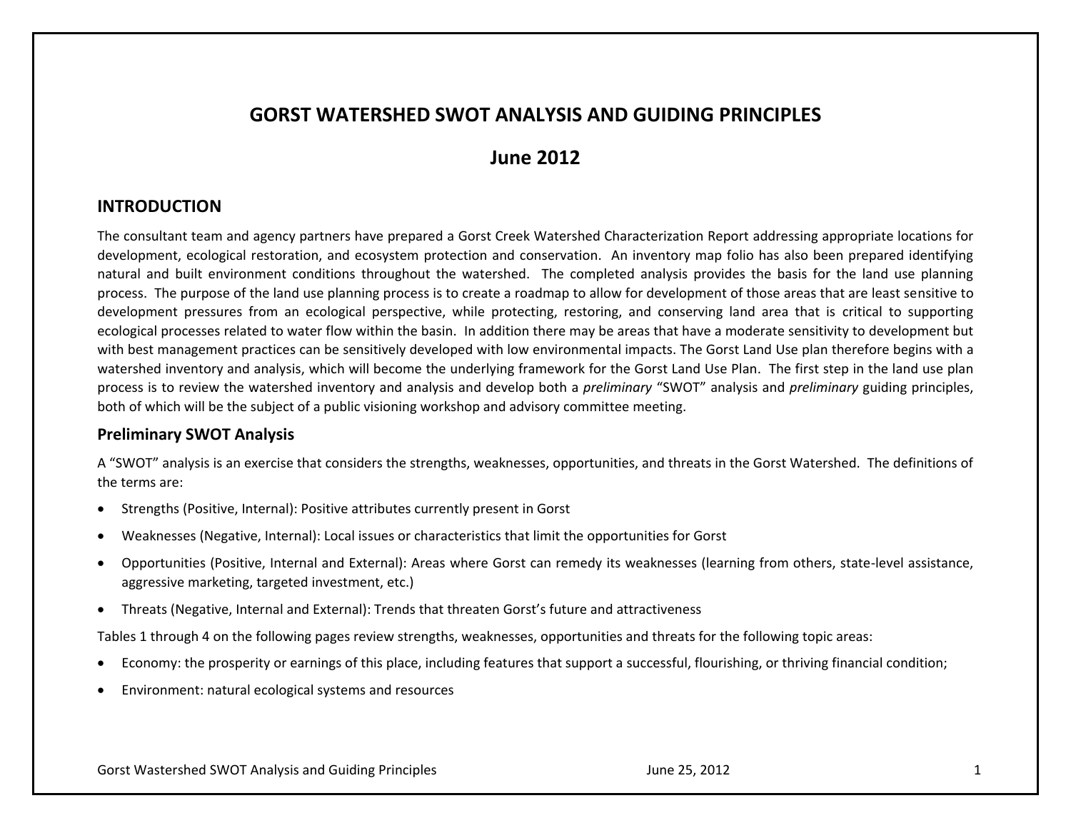# GORST WATERSHED SWOT ANALYSIS AND GUIDING PRINCIPLES

## June 2012

## INTRODUCTION

The consultant team and agency partners have prepared a Gorst Creek Watershed Characterization Report addressing appropriate locations for development, ecological restoration, and ecosystem protection and conservation. An inventory map folio has also been prepared identifying natural and built environment conditions throughout the watershed. The completed analysis provides the basis for the land use planning process. The purpose of the land use planning process is to create a roadmap to allow for development of those areas that are least sensitive to development pressures from an ecological perspective, while protecting, restoring, and conserving land area that is critical to supporting ecological processes related to water flow within the basin. In addition there may be areas that have a moderate sensitivity to development but with best management practices can be sensitively developed with low environmental impacts. The Gorst Land Use plan therefore begins with a watershed inventory and analysis, which will become the underlying framework for the Gorst Land Use Plan. The first step in the land use plan process is to review the watershed inventory and analysis and develop both a *preliminary* "SWOT" analysis and *preliminary* guiding principles, both of which will be the subject of a public visioning workshop and advisory committee meeting.

### Preliminary SWOT Analysis

A "SWOT" analysis is an exercise that considers the strengths, weaknesses, opportunities, and threats in the Gorst Watershed. The definitions of the terms are:

- Strengths (Positive, Internal): Positive attributes currently present in Gorst
- Weaknesses (Negative, Internal): Local issues or characteristics that limit the opportunities for Gorst
- Opportunities (Positive, Internal and External): Areas where Gorst can remedy its weaknesses (learning from others, state-level assistance, aggressive marketing, targeted investment, etc.)
- Threats (Negative, Internal and External): Trends that threaten Gorst's future and attractiveness

Tables 1 through 4 on the following pages review strengths, weaknesses, opportunities and threats for the following topic areas:

- Economy: the prosperity or earnings of this place, including features that support a successful, flourishing, or thriving financial condition;
- Environment: natural ecological systems and resources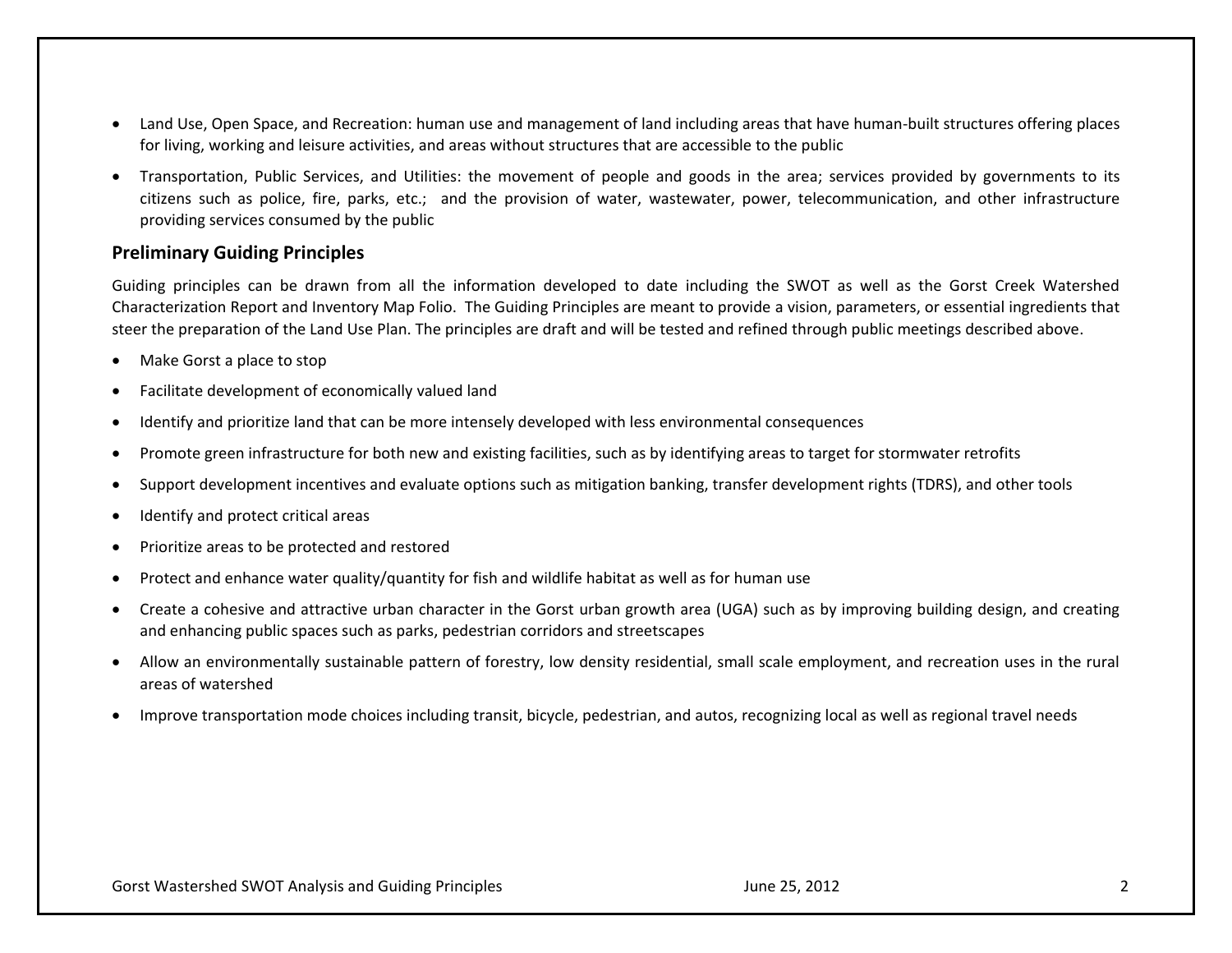- Land Use, Open Space, and Recreation: human use and management of land including areas that have human-built structures offering places for living, working and leisure activities, and areas without structures that are accessible to the public
- Transportation, Public Services, and Utilities: the movement of people and goods in the area; services provided by governments to its citizens such as police, fire, parks, etc.; and the provision of water, wastewater, power, telecommunication, and other infrastructure providing services consumed by the public

## Preliminary Guiding Principles

Guiding principles can be drawn from all the information developed to date including the SWOT as well as the Gorst Creek Watershed Characterization Report and Inventory Map Folio. The Guiding Principles are meant to provide a vision, parameters, or essential ingredients that steer the preparation of the Land Use Plan. The principles are draft and will be tested and refined through public meetings described above.

- Make Gorst a place to stop
- Facilitate development of economically valued land
- Identify and prioritize land that can be more intensely developed with less environmental consequences
- Promote green infrastructure for both new and existing facilities, such as by identifying areas to target for stormwater retrofits
- Support development incentives and evaluate options such as mitigation banking, transfer development rights (TDRS), and other tools
- Identify and protect critical areas
- Prioritize areas to be protected and restored
- Protect and enhance water quality/quantity for fish and wildlife habitat as well as for human use
- Create a cohesive and attractive urban character in the Gorst urban growth area (UGA) such as by improving building design, and creating and enhancing public spaces such as parks, pedestrian corridors and streetscapes
- Allow an environmentally sustainable pattern of forestry, low density residential, small scale employment, and recreation uses in the rural areas of watershed
- Improve transportation mode choices including transit, bicycle, pedestrian, and autos, recognizing local as well as regional travel needs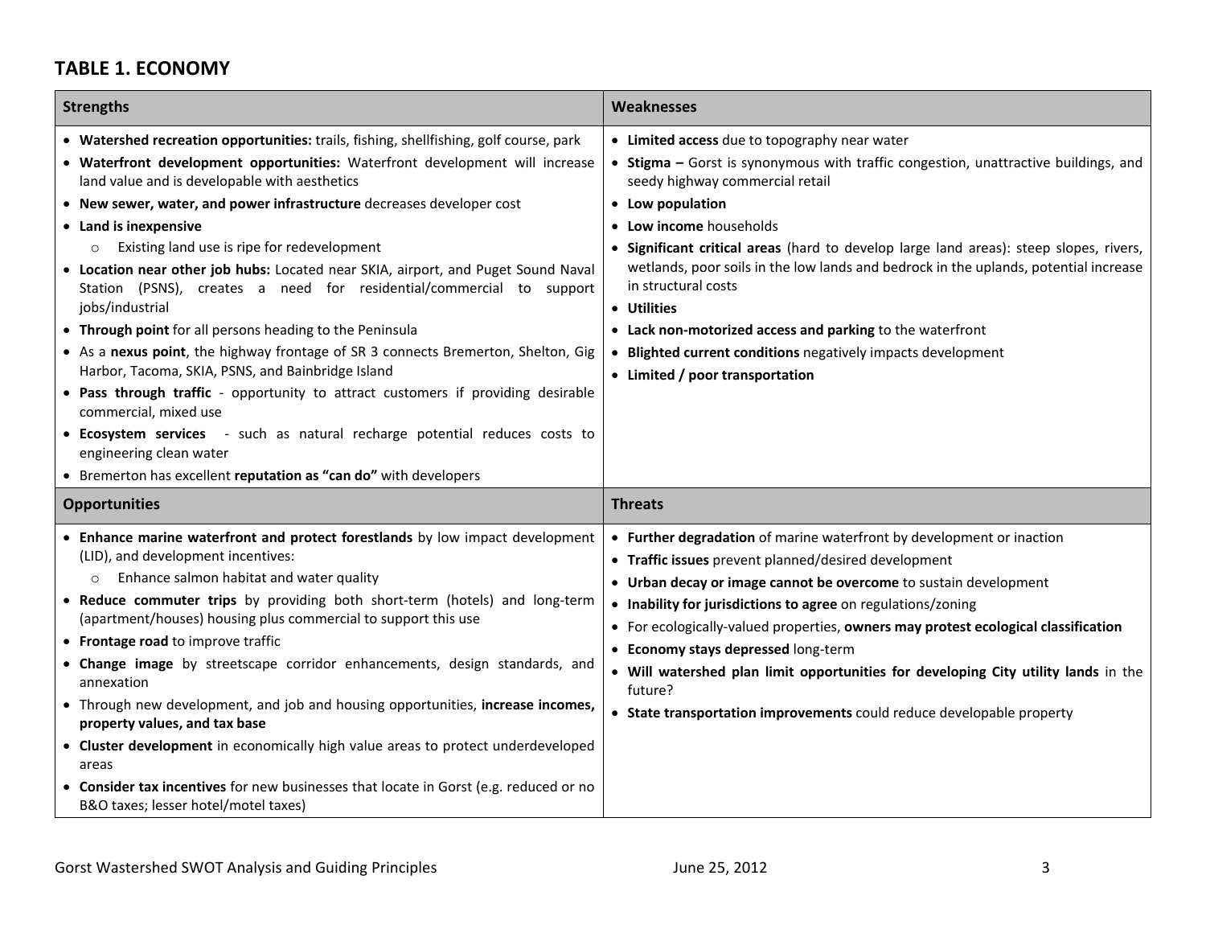## TABLE 1. ECONOMY

| Strengths | Weaknesses |
|---|---|
| • **Watershed recreation opportunities:** trails, fishing, shellfishing, golf course, park<br>• **Waterfront development opportunities:** Waterfront development will increase land value and is developable with aesthetics<br>• **New sewer, water, and power infrastructure** decreases developer cost<br>• **Land is inexpensive**<br>  ○ Existing land use is ripe for redevelopment<br>• **Location near other job hubs:** Located near SKIA, airport, and Puget Sound Naval Station (PSNS), creates a need for residential/commercial to support jobs/industrial<br>• **Through point** for all persons heading to the Peninsula<br>• As a **nexus point**, the highway frontage of SR 3 connects Bremerton, Shelton, Gig Harbor, Tacoma, SKIA, PSNS, and Bainbridge Island<br>• **Pass through traffic** - opportunity to attract customers if providing desirable commercial, mixed use<br>• **Ecosystem services** - such as natural recharge potential reduces costs to engineering clean water<br>• Bremerton has excellent **reputation as "can do"** with developers | • **Limited access** due to topography near water<br>• **Stigma –** Gorst is synonymous with traffic congestion, unattractive buildings, and seedy highway commercial retail<br>• **Low population**<br>• **Low income** households<br>• **Significant critical areas** (hard to develop large land areas): steep slopes, rivers, wetlands, poor soils in the low lands and bedrock in the uplands, potential increase in structural costs<br>• **Utilities**<br>• **Lack non-motorized access and parking** to the waterfront<br>• **Blighted current conditions** negatively impacts development<br>• **Limited / poor transportation** |
| **Opportunities** | **Threats** |
| • **Enhance marine waterfront and protect forestlands** by low impact development (LID), and development incentives:<br>  ○ Enhance salmon habitat and water quality<br>• **Reduce commuter trips** by providing both short-term (hotels) and long-term (apartment/houses) housing plus commercial to support this use<br>• **Frontage road** to improve traffic<br>• **Change image** by streetscape corridor enhancements, design standards, and annexation<br>• Through new development, and job and housing opportunities, **increase incomes, property values, and tax base**<br>• **Cluster development** in economically high value areas to protect underdeveloped areas<br>• **Consider tax incentives** for new businesses that locate in Gorst (e.g. reduced or no B&O taxes; lesser hotel/motel taxes) | • **Further degradation** of marine waterfront by development or inaction<br>• **Traffic issues** prevent planned/desired development<br>• **Urban decay or image cannot be overcome** to sustain development<br>• **Inability for jurisdictions to agree** on regulations/zoning<br>• For ecologically-valued properties, **owners may protest ecological classification**<br>• **Economy stays depressed** long-term<br>• **Will watershed plan limit opportunities for developing City utility lands** in the future?<br>• **State transportation improvements** could reduce developable property |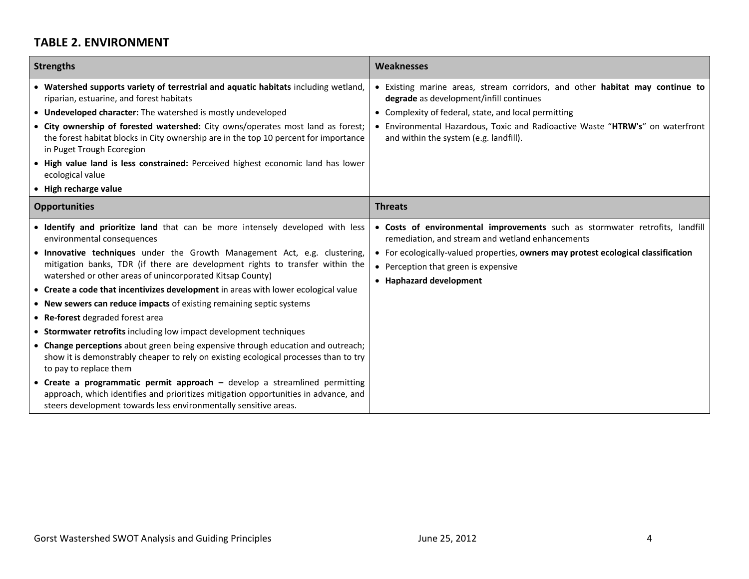## TABLE 2. ENVIRONMENT

| Strengths | Weaknesses |
|---|---|
| • **Watershed supports variety of terrestrial and aquatic habitats** including wetland, riparian, estuarine, and forest habitats<br>• **Undeveloped character:** The watershed is mostly undeveloped<br>• **City ownership of forested watershed:** City owns/operates most land as forest; the forest habitat blocks in City ownership are in the top 10 percent for importance in Puget Trough Ecoregion<br>• **High value land is less constrained:** Perceived highest economic land has lower ecological value<br>• **High recharge value** | • Existing marine areas, stream corridors, and other **habitat may continue to degrade** as development/infill continues<br>• Complexity of federal, state, and local permitting<br>• Environmental Hazardous, Toxic and Radioactive Waste "**HTRW's**" on waterfront and within the system (e.g. landfill). |
| **Opportunities** | **Threats** |
| • **Identify and prioritize land** that can be more intensely developed with less environmental consequences<br>• **Innovative techniques** under the Growth Management Act, e.g. clustering, mitigation banks, TDR (if there are development rights to transfer within the watershed or other areas of unincorporated Kitsap County)<br>• **Create a code that incentivizes development** in areas with lower ecological value<br>• **New sewers can reduce impacts** of existing remaining septic systems<br>• **Re-forest** degraded forest area<br>• **Stormwater retrofits** including low impact development techniques<br>• **Change perceptions** about green being expensive through education and outreach; show it is demonstrably cheaper to rely on existing ecological processes than to try to pay to replace them<br>• **Create a programmatic permit approach –** develop a streamlined permitting approach, which identifies and prioritizes mitigation opportunities in advance, and steers development towards less environmentally sensitive areas. | • **Costs of environmental improvements** such as stormwater retrofits, landfill remediation, and stream and wetland enhancements<br>• For ecologically-valued properties, **owners may protest ecological classification**<br>• Perception that green is expensive<br>• **Haphazard development** |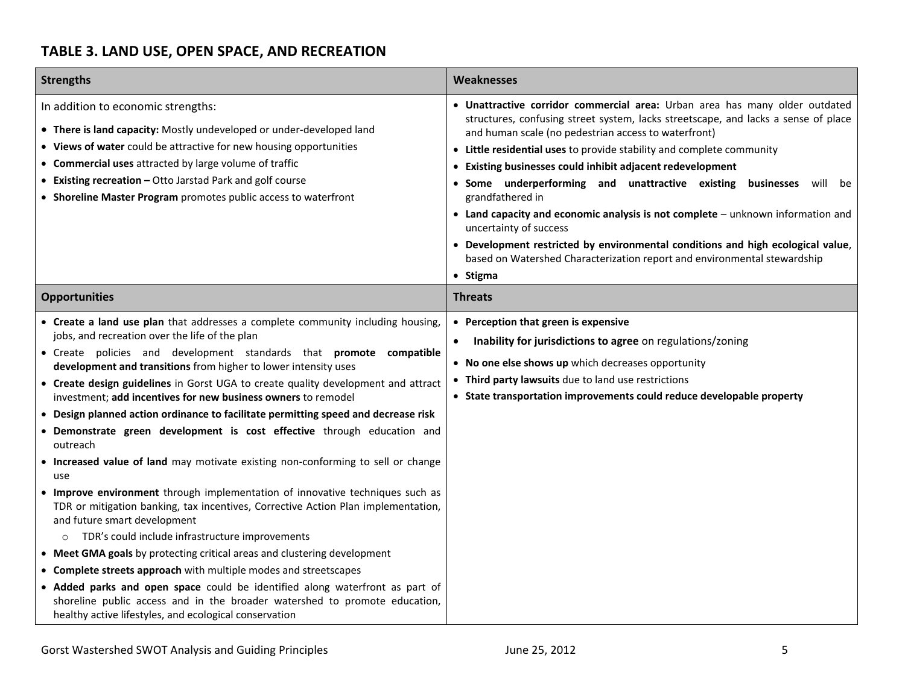## TABLE 3. LAND USE, OPEN SPACE, AND RECREATION

| Strengths | Weaknesses |
| --- | --- |
| In addition to economic strengths:<br>• **There is land capacity:** Mostly undeveloped or under-developed land<br>• **Views of water** could be attractive for new housing opportunities<br>• **Commercial uses** attracted by large volume of traffic<br>• **Existing recreation –** Otto Jarstad Park and golf course<br>• **Shoreline Master Program** promotes public access to waterfront | • **Unattractive corridor commercial area:** Urban area has many older outdated structures, confusing street system, lacks streetscape, and lacks a sense of place and human scale (no pedestrian access to waterfront)<br>• **Little residential uses** to provide stability and complete community<br>• **Existing businesses could inhibit adjacent redevelopment**<br>• **Some underperforming and unattractive existing businesses** will be grandfathered in<br>• **Land capacity and economic analysis is not complete** – unknown information and uncertainty of success<br>• **Development restricted by environmental conditions and high ecological value**, based on Watershed Characterization report and environmental stewardship<br>• **Stigma** |
| **Opportunities** | **Threats** |
| • **Create a land use plan** that addresses a complete community including housing, jobs, and recreation over the life of the plan<br>• Create policies and development standards that **promote compatible development and transitions** from higher to lower intensity uses<br>• **Create design guidelines** in Gorst UGA to create quality development and attract investment; **add incentives for new business owners** to remodel<br>• **Design planned action ordinance to facilitate permitting speed and decrease risk**<br>• **Demonstrate green development is cost effective** through education and outreach<br>• **Increased value of land** may motivate existing non-conforming to sell or change use<br>• **Improve environment** through implementation of innovative techniques such as TDR or mitigation banking, tax incentives, Corrective Action Plan implementation, and future smart development<br>&nbsp;&nbsp;&nbsp;&nbsp;○ TDR's could include infrastructure improvements<br>• **Meet GMA goals** by protecting critical areas and clustering development<br>• **Complete streets approach** with multiple modes and streetscapes<br>• **Added parks and open space** could be identified along waterfront as part of shoreline public access and in the broader watershed to promote education, healthy active lifestyles, and ecological conservation | • **Perception that green is expensive**<br>• **Inability for jurisdictions to agree** on regulations/zoning<br>• **No one else shows up** which decreases opportunity<br>• **Third party lawsuits** due to land use restrictions<br>• **State transportation improvements could reduce developable property** |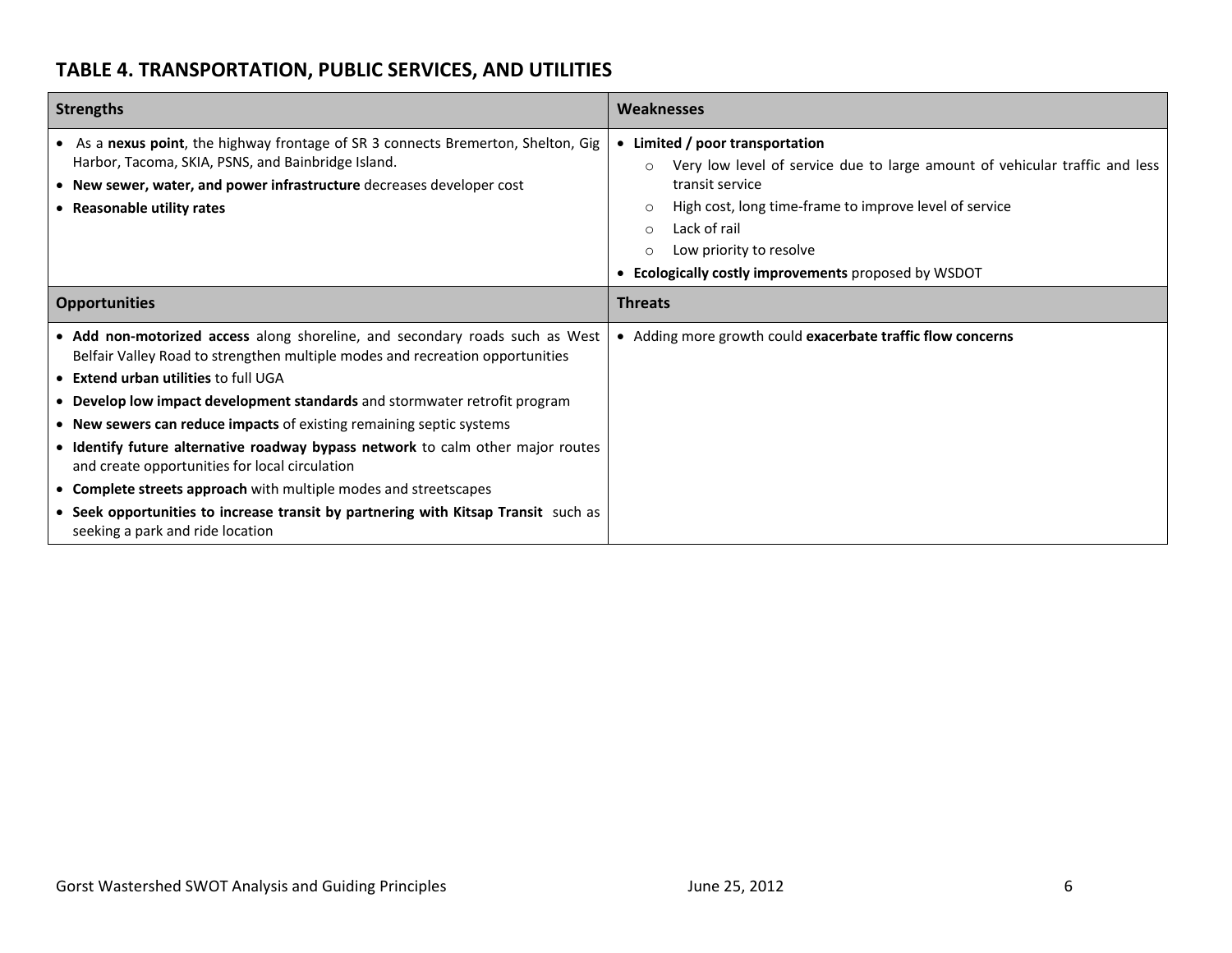## TABLE 4. TRANSPORTATION, PUBLIC SERVICES, AND UTILITIES

| Strengths | Weaknesses |
|---|---|
| • As a **nexus point**, the highway frontage of SR 3 connects Bremerton, Shelton, Gig Harbor, Tacoma, SKIA, PSNS, and Bainbridge Island.<br>• **New sewer, water, and power infrastructure** decreases developer cost<br>• **Reasonable utility rates** | • **Limited / poor transportation**<br>  ○ Very low level of service due to large amount of vehicular traffic and less transit service<br>  ○ High cost, long time-frame to improve level of service<br>  ○ Lack of rail<br>  ○ Low priority to resolve<br>• **Ecologically costly improvements** proposed by WSDOT |
| **Opportunities** | **Threats** |
| • **Add non-motorized access** along shoreline, and secondary roads such as West Belfair Valley Road to strengthen multiple modes and recreation opportunities<br>• **Extend urban utilities** to full UGA<br>• **Develop low impact development standards** and stormwater retrofit program<br>• **New sewers can reduce impacts** of existing remaining septic systems<br>• **Identify future alternative roadway bypass network** to calm other major routes and create opportunities for local circulation<br>• **Complete streets approach** with multiple modes and streetscapes<br>• **Seek opportunities to increase transit by partnering with Kitsap Transit** such as seeking a park and ride location | • Adding more growth could **exacerbate traffic flow concerns** |